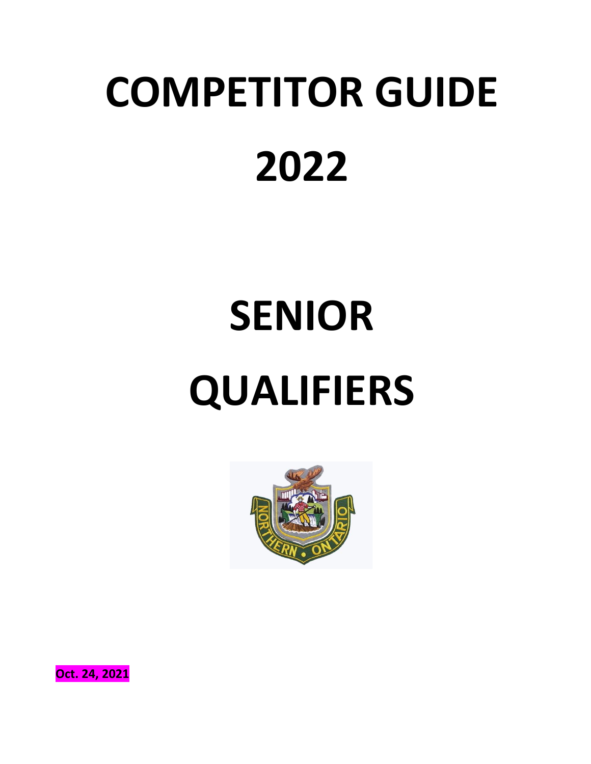# COMPETITOR GUIDE

# 2022

# SENIOR

# QUALIFIERS

**Oct. 24, 2021**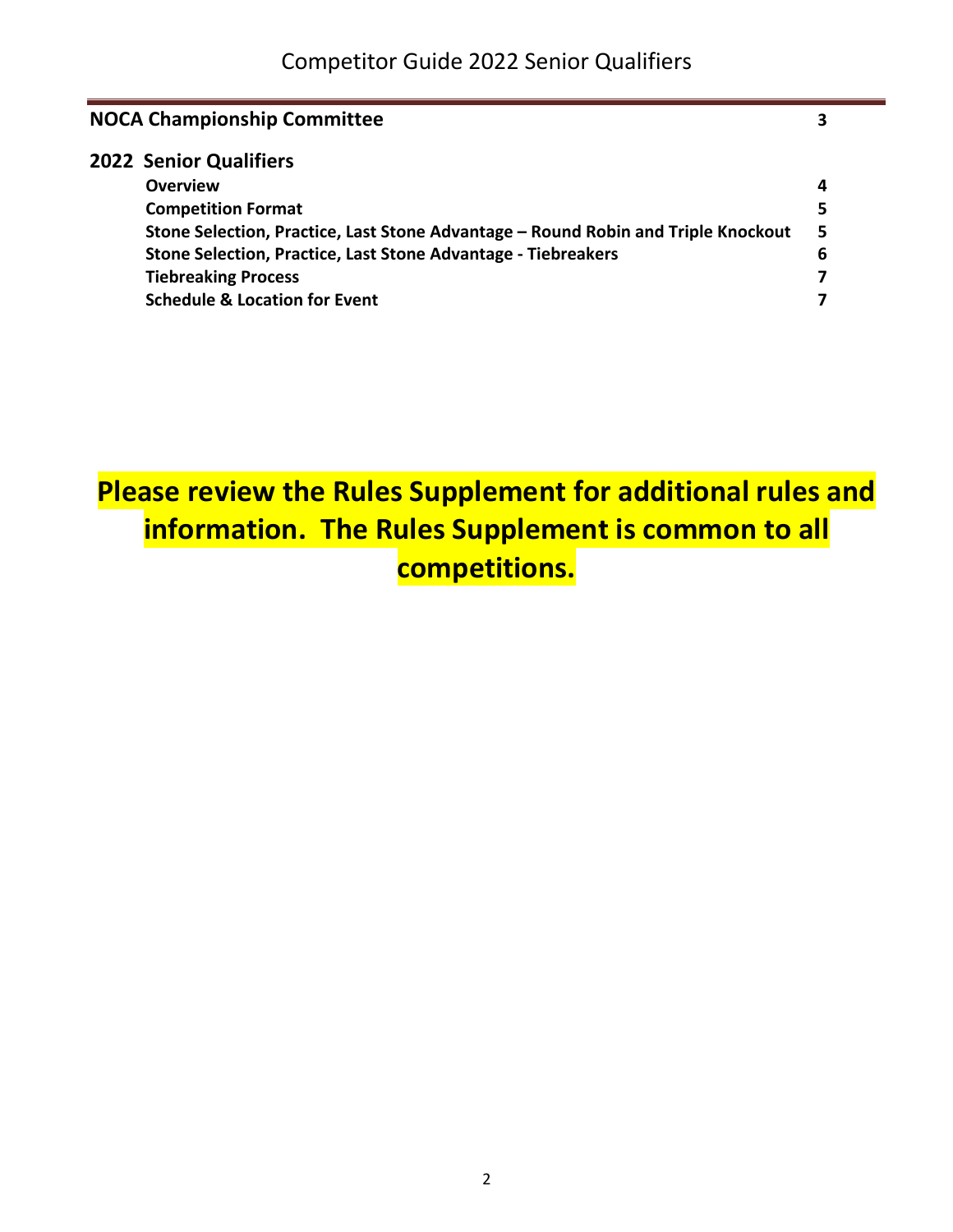| | |
|---|---|
| **NOCA Championship Committee** | **3** |
| **2022 Senior Qualifiers** | |
| **Overview** | **4** |
| **Competition Format** | **5** |
| **Stone Selection, Practice, Last Stone Advantage – Round Robin and Triple Knockout** | **5** |
| **Stone Selection, Practice, Last Stone Advantage - Tiebreakers** | **6** |
| **Tiebreaking Process** | **7** |
| **Schedule & Location for Event** | **7** |

**Please review the Rules Supplement for additional rules and information. The Rules Supplement is common to all competitions.**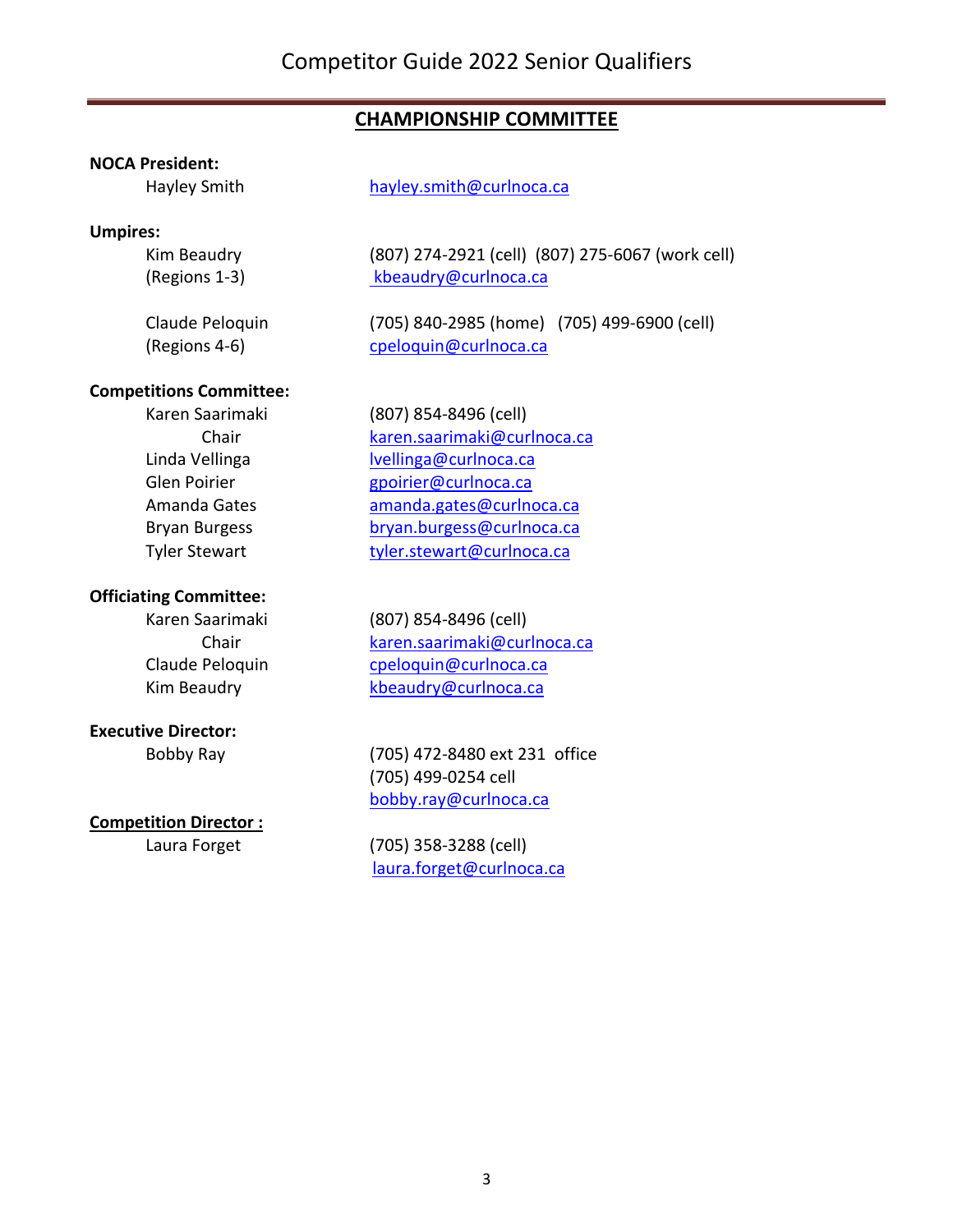## CHAMPIONSHIP COMMITTEE

**NOCA President:**

Hayley Smith — hayley.smith@curlnoca.ca

**Umpires:**

Kim Beaudry (Regions 1-3) — (807) 274-2921 (cell) (807) 275-6067 (work cell) — kbeaudry@curlnoca.ca

Claude Peloquin (Regions 4-6) — (705) 840-2985 (home) (705) 499-6900 (cell) — cpeloquin@curlnoca.ca

**Competitions Committee:**

Karen Saarimaki, Chair — (807) 854-8496 (cell) — karen.saarimaki@curlnoca.ca
Linda Vellinga — lvellinga@curlnoca.ca
Glen Poirier — gpoirier@curlnoca.ca
Amanda Gates — amanda.gates@curlnoca.ca
Bryan Burgess — bryan.burgess@curlnoca.ca
Tyler Stewart — tyler.stewart@curlnoca.ca

**Officiating Committee:**

Karen Saarimaki, Chair — (807) 854-8496 (cell) — karen.saarimaki@curlnoca.ca
Claude Peloquin — cpeloquin@curlnoca.ca
Kim Beaudry — kbeaudry@curlnoca.ca

**Executive Director:**

Bobby Ray — (705) 472-8480 ext 231 office — (705) 499-0254 cell — bobby.ray@curlnoca.ca

**Competition Director :**

Laura Forget — (705) 358-3288 (cell) — laura.forget@curlnoca.ca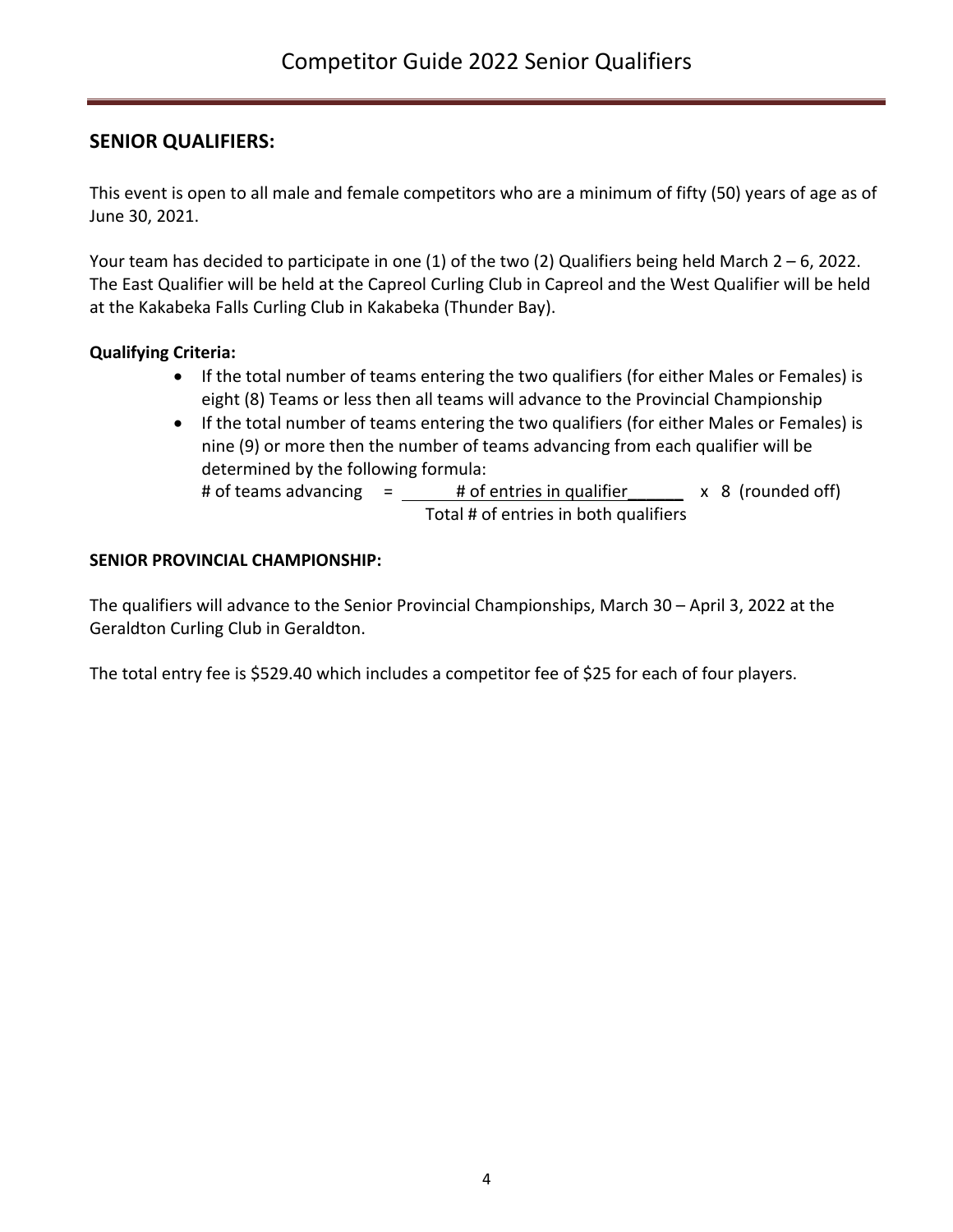## SENIOR QUALIFIERS:

This event is open to all male and female competitors who are a minimum of fifty (50) years of age as of June 30, 2021.

Your team has decided to participate in one (1) of the two (2) Qualifiers being held March 2 – 6, 2022. The East Qualifier will be held at the Capreol Curling Club in Capreol and the West Qualifier will be held at the Kakabeka Falls Curling Club in Kakabeka (Thunder Bay).

**Qualifying Criteria:**

- If the total number of teams entering the two qualifiers (for either Males or Females) is eight (8) Teams or less then all teams will advance to the Provincial Championship
- If the total number of teams entering the two qualifiers (for either Males or Females) is nine (9) or more then the number of teams advancing from each qualifier will be determined by the following formula:

$$\text{\# of teams advancing} = \frac{\text{\# of entries in qualifier}}{\text{Total \# of entries in both qualifiers}} \times 8 \text{ (rounded off)}$$

**SENIOR PROVINCIAL CHAMPIONSHIP:**

The qualifiers will advance to the Senior Provincial Championships, March 30 – April 3, 2022 at the Geraldton Curling Club in Geraldton.

The total entry fee is $529.40 which includes a competitor fee of $25 for each of four players.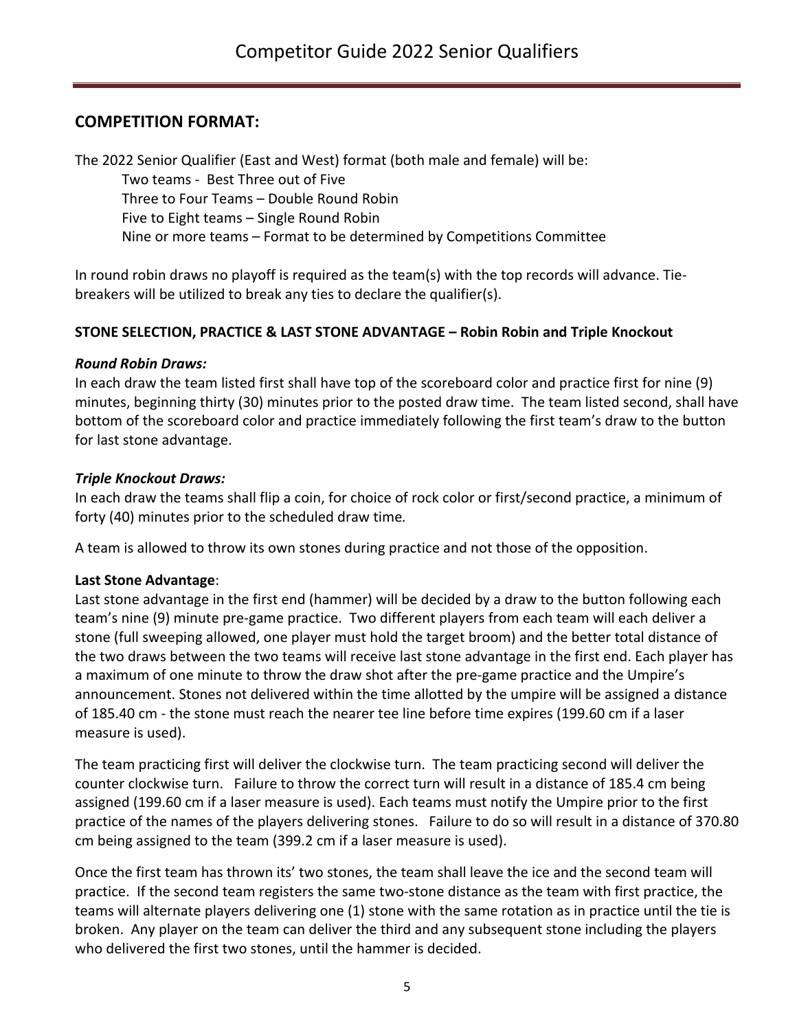## COMPETITION FORMAT:

The 2022 Senior Qualifier (East and West) format (both male and female) will be:

- Two teams - Best Three out of Five
- Three to Four Teams – Double Round Robin
- Five to Eight teams – Single Round Robin
- Nine or more teams – Format to be determined by Competitions Committee

In round robin draws no playoff is required as the team(s) with the top records will advance. Tie-breakers will be utilized to break any ties to declare the qualifier(s).

**STONE SELECTION, PRACTICE & LAST STONE ADVANTAGE – Robin Robin and Triple Knockout**

***Round Robin Draws:***
In each draw the team listed first shall have top of the scoreboard color and practice first for nine (9) minutes, beginning thirty (30) minutes prior to the posted draw time. The team listed second, shall have bottom of the scoreboard color and practice immediately following the first team's draw to the button for last stone advantage.

***Triple Knockout Draws:***
In each draw the teams shall flip a coin, for choice of rock color or first/second practice, a minimum of forty (40) minutes prior to the scheduled draw time.

A team is allowed to throw its own stones during practice and not those of the opposition.

**Last Stone Advantage**:
Last stone advantage in the first end (hammer) will be decided by a draw to the button following each team's nine (9) minute pre-game practice. Two different players from each team will each deliver a stone (full sweeping allowed, one player must hold the target broom) and the better total distance of the two draws between the two teams will receive last stone advantage in the first end. Each player has a maximum of one minute to throw the draw shot after the pre-game practice and the Umpire's announcement. Stones not delivered within the time allotted by the umpire will be assigned a distance of 185.40 cm - the stone must reach the nearer tee line before time expires (199.60 cm if a laser measure is used).

The team practicing first will deliver the clockwise turn. The team practicing second will deliver the counter clockwise turn. Failure to throw the correct turn will result in a distance of 185.4 cm being assigned (199.60 cm if a laser measure is used). Each teams must notify the Umpire prior to the first practice of the names of the players delivering stones. Failure to do so will result in a distance of 370.80 cm being assigned to the team (399.2 cm if a laser measure is used).

Once the first team has thrown its' two stones, the team shall leave the ice and the second team will practice. If the second team registers the same two-stone distance as the team with first practice, the teams will alternate players delivering one (1) stone with the same rotation as in practice until the tie is broken. Any player on the team can deliver the third and any subsequent stone including the players who delivered the first two stones, until the hammer is decided.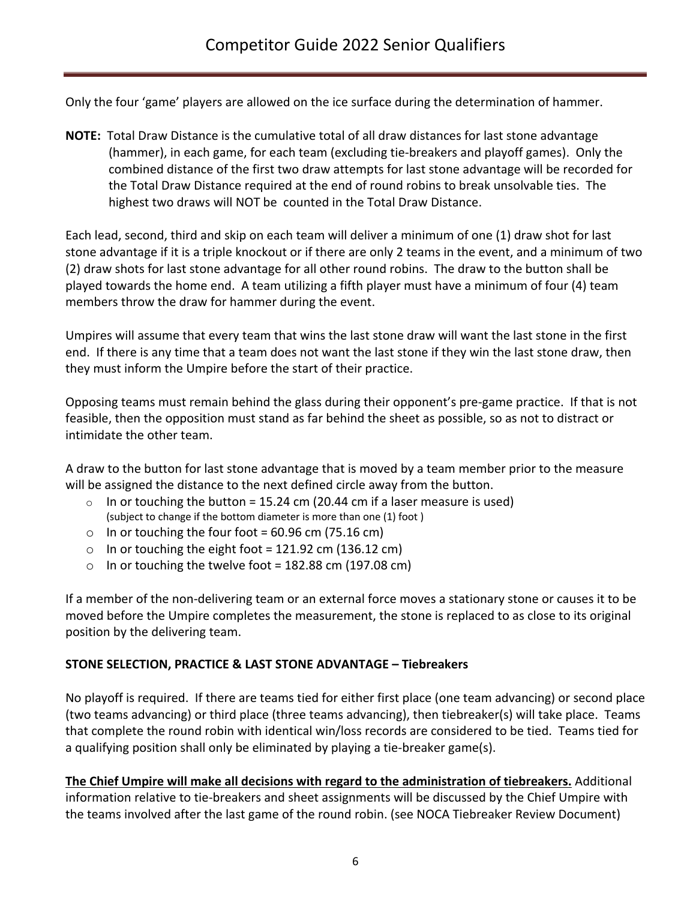Only the four ‘game’ players are allowed on the ice surface during the determination of hammer.

**NOTE:** Total Draw Distance is the cumulative total of all draw distances for last stone advantage (hammer), in each game, for each team (excluding tie-breakers and playoff games). Only the combined distance of the first two draw attempts for last stone advantage will be recorded for the Total Draw Distance required at the end of round robins to break unsolvable ties. The highest two draws will NOT be counted in the Total Draw Distance.

Each lead, second, third and skip on each team will deliver a minimum of one (1) draw shot for last stone advantage if it is a triple knockout or if there are only 2 teams in the event, and a minimum of two (2) draw shots for last stone advantage for all other round robins. The draw to the button shall be played towards the home end. A team utilizing a fifth player must have a minimum of four (4) team members throw the draw for hammer during the event.

Umpires will assume that every team that wins the last stone draw will want the last stone in the first end. If there is any time that a team does not want the last stone if they win the last stone draw, then they must inform the Umpire before the start of their practice.

Opposing teams must remain behind the glass during their opponent’s pre-game practice. If that is not feasible, then the opposition must stand as far behind the sheet as possible, so as not to distract or intimidate the other team.

A draw to the button for last stone advantage that is moved by a team member prior to the measure will be assigned the distance to the next defined circle away from the button.

- In or touching the button = 15.24 cm (20.44 cm if a laser measure is used) (subject to change if the bottom diameter is more than one (1) foot )
- In or touching the four foot = 60.96 cm (75.16 cm)
- In or touching the eight foot = 121.92 cm (136.12 cm)
- In or touching the twelve foot = 182.88 cm (197.08 cm)

If a member of the non-delivering team or an external force moves a stationary stone or causes it to be moved before the Umpire completes the measurement, the stone is replaced to as close to its original position by the delivering team.

**STONE SELECTION, PRACTICE & LAST STONE ADVANTAGE – Tiebreakers**

No playoff is required. If there are teams tied for either first place (one team advancing) or second place (two teams advancing) or third place (three teams advancing), then tiebreaker(s) will take place. Teams that complete the round robin with identical win/loss records are considered to be tied. Teams tied for a qualifying position shall only be eliminated by playing a tie-breaker game(s).

**The Chief Umpire will make all decisions with regard to the administration of tiebreakers.** Additional information relative to tie-breakers and sheet assignments will be discussed by the Chief Umpire with the teams involved after the last game of the round robin. (see NOCA Tiebreaker Review Document)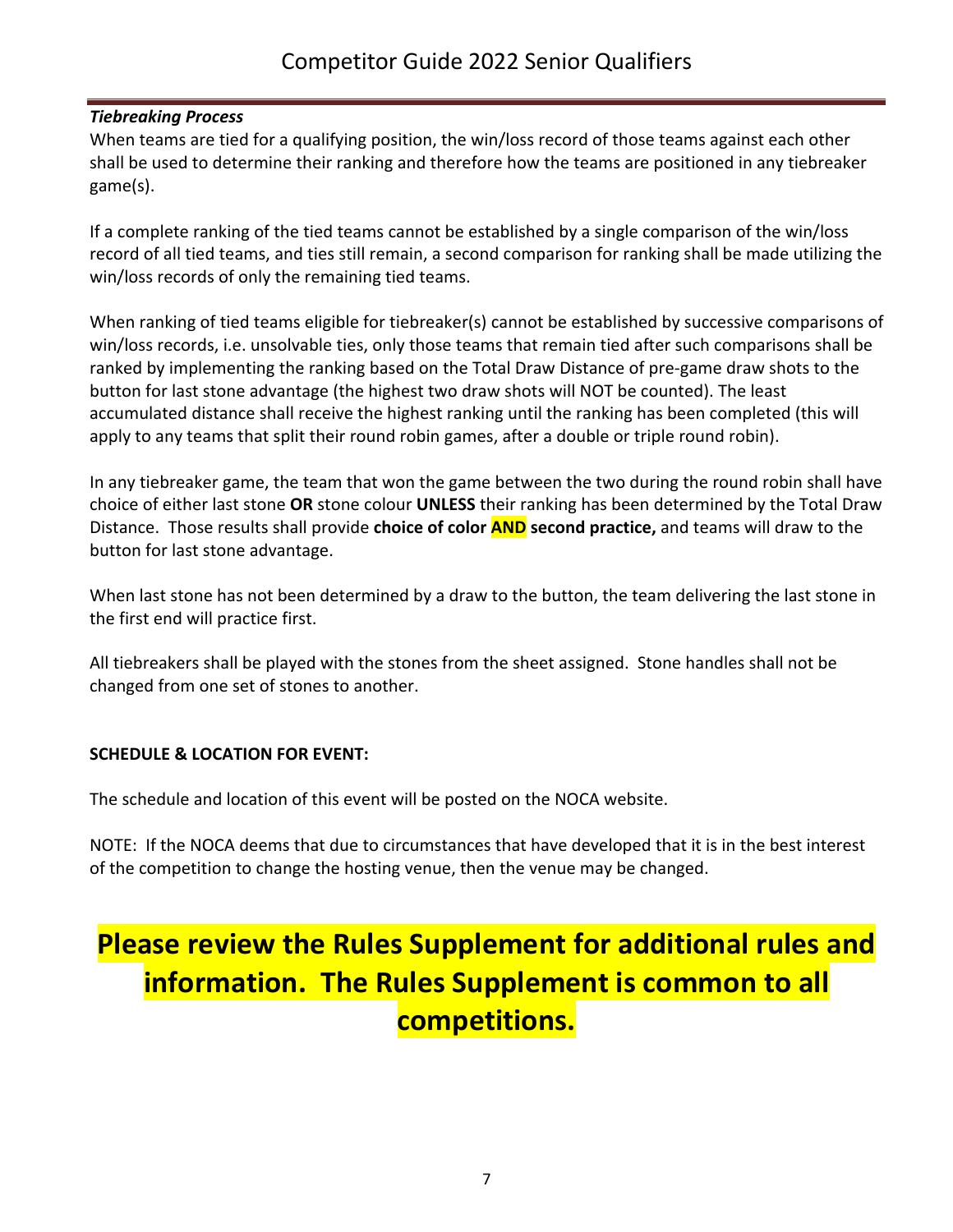***Tiebreaking Process***

When teams are tied for a qualifying position, the win/loss record of those teams against each other shall be used to determine their ranking and therefore how the teams are positioned in any tiebreaker game(s).

If a complete ranking of the tied teams cannot be established by a single comparison of the win/loss record of all tied teams, and ties still remain, a second comparison for ranking shall be made utilizing the win/loss records of only the remaining tied teams.

When ranking of tied teams eligible for tiebreaker(s) cannot be established by successive comparisons of win/loss records, i.e. unsolvable ties, only those teams that remain tied after such comparisons shall be ranked by implementing the ranking based on the Total Draw Distance of pre-game draw shots to the button for last stone advantage (the highest two draw shots will NOT be counted). The least accumulated distance shall receive the highest ranking until the ranking has been completed (this will apply to any teams that split their round robin games, after a double or triple round robin).

In any tiebreaker game, the team that won the game between the two during the round robin shall have choice of either last stone **OR** stone colour **UNLESS** their ranking has been determined by the Total Draw Distance. Those results shall provide **choice of color AND second practice,** and teams will draw to the button for last stone advantage.

When last stone has not been determined by a draw to the button, the team delivering the last stone in the first end will practice first.

All tiebreakers shall be played with the stones from the sheet assigned. Stone handles shall not be changed from one set of stones to another.

**SCHEDULE & LOCATION FOR EVENT:**

The schedule and location of this event will be posted on the NOCA website.

NOTE: If the NOCA deems that due to circumstances that have developed that it is in the best interest of the competition to change the hosting venue, then the venue may be changed.

# Please review the Rules Supplement for additional rules and information. The Rules Supplement is common to all competitions.